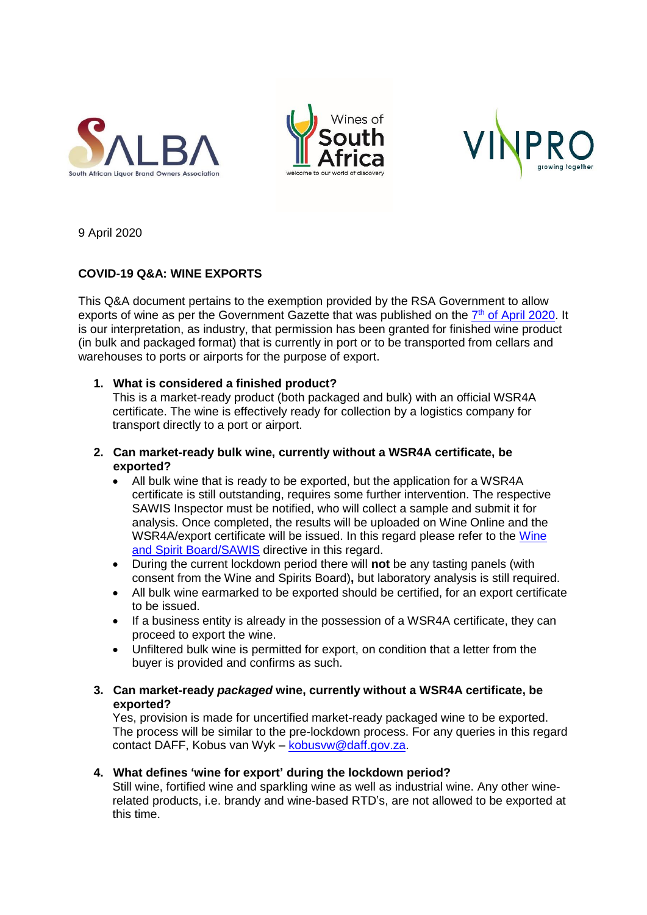9 April 2020

**COVID-19 Q&A: WINE EXPORTS**

This Q&A document pertains to the exemption provided by the RSA Government to allow exports of wine as per the Government Gazette that was published on the 7th of April 2020. It is our interpretation, as industry, that permission has been granted for finished wine product (in bulk and packaged format) that is currently in port or to be transported from cellars and warehouses to ports or airports for the purpose of export.

1. **What is considered a finished product?**
   This is a market-ready product (both packaged and bulk) with an official WSR4A certificate. The wine is effectively ready for collection by a logistics company for transport directly to a port or airport.

2. **Can market-ready bulk wine, currently without a WSR4A certificate, be exported?**
   - All bulk wine that is ready to be exported, but the application for a WSR4A certificate is still outstanding, requires some further intervention. The respective SAWIS Inspector must be notified, who will collect a sample and submit it for analysis. Once completed, the results will be uploaded on Wine Online and the WSR4A/export certificate will be issued. In this regard please refer to the Wine and Spirit Board/SAWIS directive in this regard.
   - During the current lockdown period there will **not** be any tasting panels (with consent from the Wine and Spirits Board)**,** but laboratory analysis is still required.
   - All bulk wine earmarked to be exported should be certified, for an export certificate to be issued.
   - If a business entity is already in the possession of a WSR4A certificate, they can proceed to export the wine.
   - Unfiltered bulk wine is permitted for export, on condition that a letter from the buyer is provided and confirms as such.

3. **Can market-ready *packaged* wine, currently without a WSR4A certificate, be exported?**
   Yes, provision is made for uncertified market-ready packaged wine to be exported. The process will be similar to the pre-lockdown process. For any queries in this regard contact DAFF, Kobus van Wyk – kobusvw@daff.gov.za.

4. **What defines 'wine for export' during the lockdown period?**
   Still wine, fortified wine and sparkling wine as well as industrial wine. Any other wine-related products, i.e. brandy and wine-based RTD's, are not allowed to be exported at this time.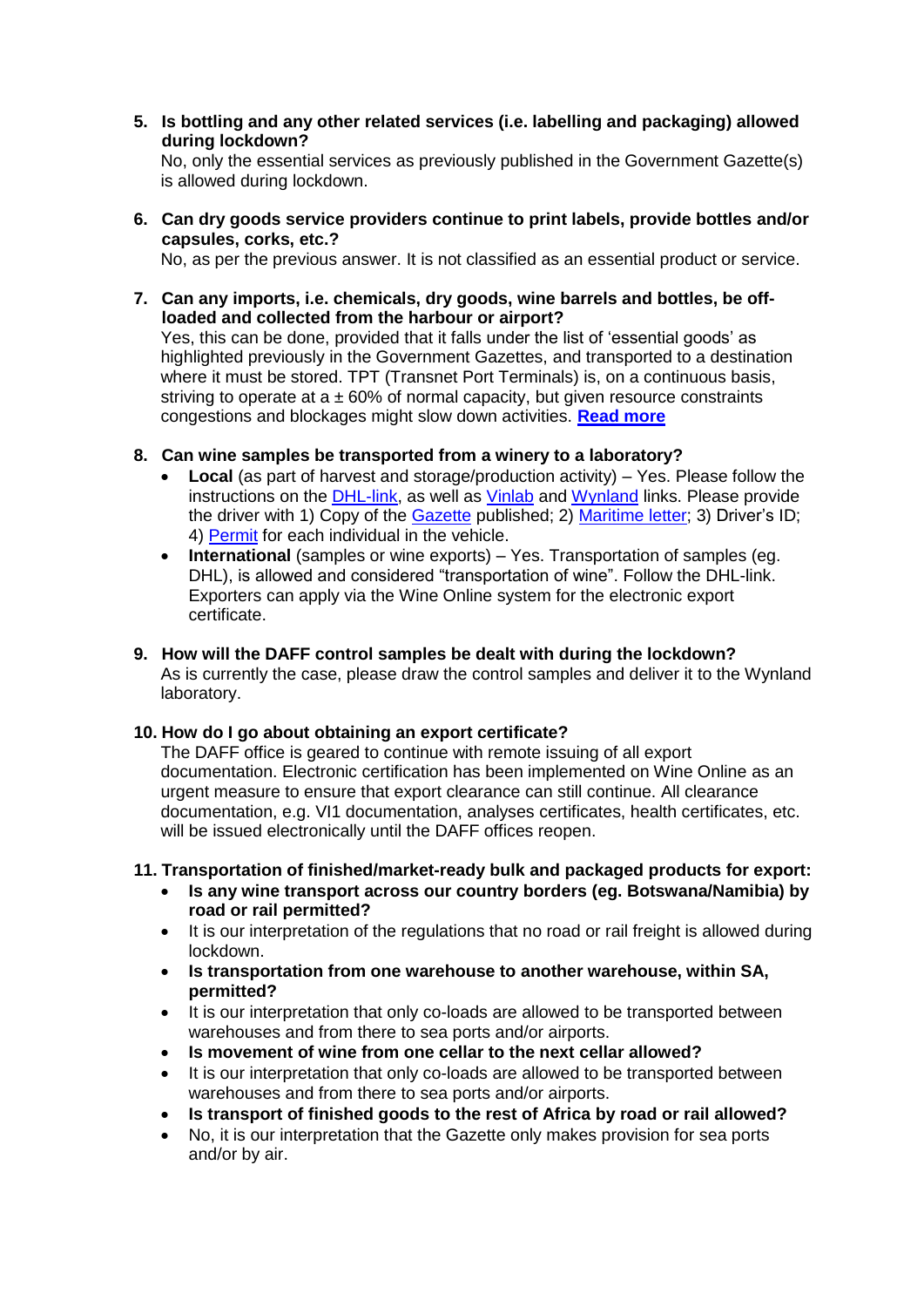5. **Is bottling and any other related services (i.e. labelling and packaging) allowed during lockdown?**
   No, only the essential services as previously published in the Government Gazette(s) is allowed during lockdown.

6. **Can dry goods service providers continue to print labels, provide bottles and/or capsules, corks, etc.?**
   No, as per the previous answer. It is not classified as an essential product or service.

7. **Can any imports, i.e. chemicals, dry goods, wine barrels and bottles, be off-loaded and collected from the harbour or airport?**
   Yes, this can be done, provided that it falls under the list of 'essential goods' as highlighted previously in the Government Gazettes, and transported to a destination where it must be stored. TPT (Transnet Port Terminals) is, on a continuous basis, striving to operate at a ± 60% of normal capacity, but given resource constraints congestions and blockages might slow down activities. **Read more**

8. **Can wine samples be transported from a winery to a laboratory?**
   - **Local** (as part of harvest and storage/production activity) – Yes. Please follow the instructions on the DHL-link, as well as Vinlab and Wynland links. Please provide the driver with 1) Copy of the Gazette published; 2) Maritime letter; 3) Driver's ID; 4) Permit for each individual in the vehicle.
   - **International** (samples or wine exports) – Yes. Transportation of samples (eg. DHL), is allowed and considered "transportation of wine". Follow the DHL-link. Exporters can apply via the Wine Online system for the electronic export certificate.

9. **How will the DAFF control samples be dealt with during the lockdown?**
   As is currently the case, please draw the control samples and deliver it to the Wynland laboratory.

10. **How do I go about obtaining an export certificate?**
    The DAFF office is geared to continue with remote issuing of all export documentation. Electronic certification has been implemented on Wine Online as an urgent measure to ensure that export clearance can still continue. All clearance documentation, e.g. VI1 documentation, analyses certificates, health certificates, etc. will be issued electronically until the DAFF offices reopen.

11. **Transportation of finished/market-ready bulk and packaged products for export:**
    - **Is any wine transport across our country borders (eg. Botswana/Namibia) by road or rail permitted?**
    - It is our interpretation of the regulations that no road or rail freight is allowed during lockdown.
    - **Is transportation from one warehouse to another warehouse, within SA, permitted?**
    - It is our interpretation that only co-loads are allowed to be transported between warehouses and from there to sea ports and/or airports.
    - **Is movement of wine from one cellar to the next cellar allowed?**
    - It is our interpretation that only co-loads are allowed to be transported between warehouses and from there to sea ports and/or airports.
    - **Is transport of finished goods to the rest of Africa by road or rail allowed?**
    - No, it is our interpretation that the Gazette only makes provision for sea ports and/or by air.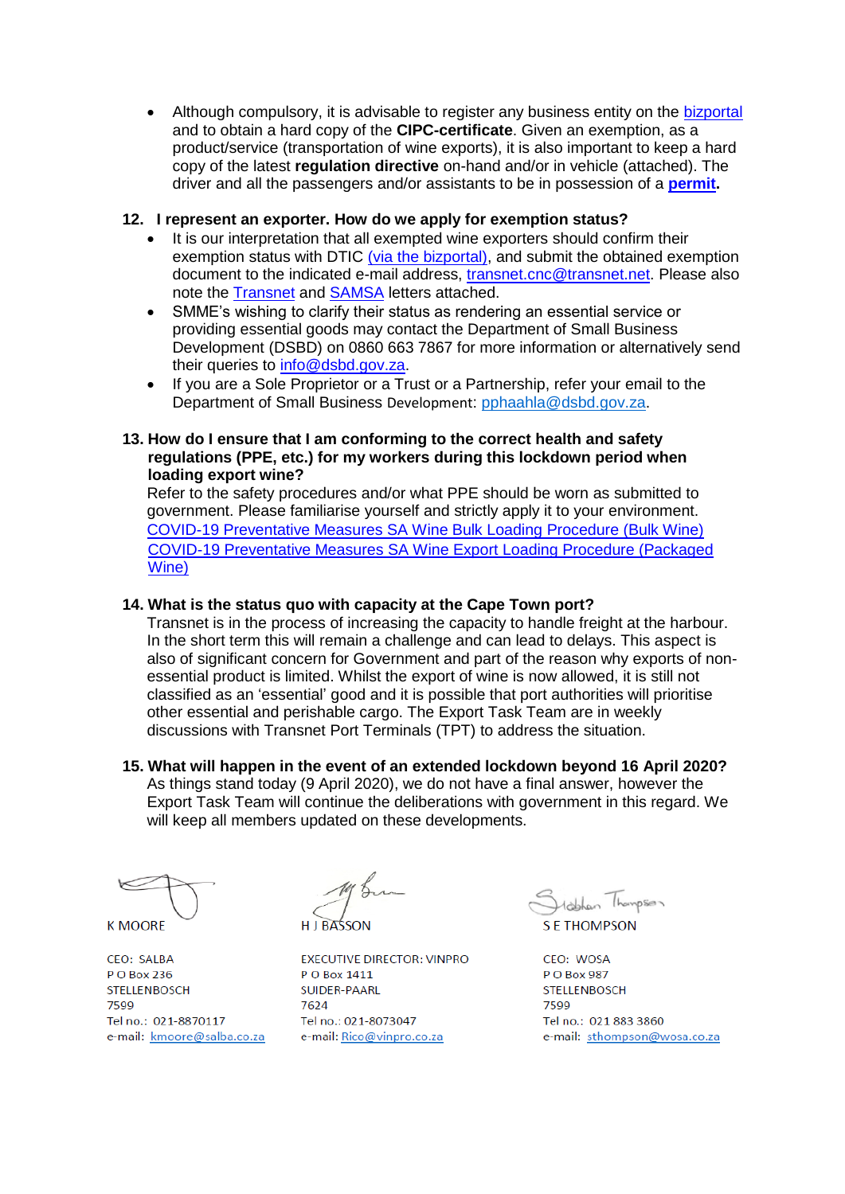- Although compulsory, it is advisable to register any business entity on the bizportal and to obtain a hard copy of the **CIPC-certificate**. Given an exemption, as a product/service (transportation of wine exports), it is also important to keep a hard copy of the latest **regulation directive** on-hand and/or in vehicle (attached). The driver and all the passengers and/or assistants to be in possession of a **permit**.

**12. I represent an exporter. How do we apply for exemption status?**

- It is our interpretation that all exempted wine exporters should confirm their exemption status with DTIC (via the bizportal), and submit the obtained exemption document to the indicated e-mail address, transnet.cnc@transnet.net. Please also note the Transnet and SAMSA letters attached.
- SMME's wishing to clarify their status as rendering an essential service or providing essential goods may contact the Department of Small Business Development (DSBD) on 0860 663 7867 for more information or alternatively send their queries to info@dsbd.gov.za.
- If you are a Sole Proprietor or a Trust or a Partnership, refer your email to the Department of Small Business Development: pphaahla@dsbd.gov.za.

**13. How do I ensure that I am conforming to the correct health and safety regulations (PPE, etc.) for my workers during this lockdown period when loading export wine?**

Refer to the safety procedures and/or what PPE should be worn as submitted to government. Please familiarise yourself and strictly apply it to your environment.
COVID-19 Preventative Measures SA Wine Bulk Loading Procedure (Bulk Wine)
COVID-19 Preventative Measures SA Wine Export Loading Procedure (Packaged Wine)

**14. What is the status quo with capacity at the Cape Town port?**

Transnet is in the process of increasing the capacity to handle freight at the harbour. In the short term this will remain a challenge and can lead to delays. This aspect is also of significant concern for Government and part of the reason why exports of non-essential product is limited. Whilst the export of wine is now allowed, it is still not classified as an 'essential' good and it is possible that port authorities will prioritise other essential and perishable cargo. The Export Task Team are in weekly discussions with Transnet Port Terminals (TPT) to address the situation.

**15. What will happen in the event of an extended lockdown beyond 16 April 2020?**

As things stand today (9 April 2020), we do not have a final answer, however the Export Task Team will continue the deliberations with government in this regard. We will keep all members updated on these developments.

K MOORE

CEO: SALBA
P O Box 236
STELLENBOSCH
7599
Tel no.: 021-8870117
e-mail: kmoore@salba.co.za

H J BASSON

EXECUTIVE DIRECTOR: VINPRO
P O Box 1411
SUIDER-PAARL
7624
Tel no.: 021-8073047
e-mail: Rico@vinpro.co.za

S E THOMPSON

CEO: WOSA
P O Box 987
STELLENBOSCH
7599
Tel no.: 021 883 3860
e-mail: sthompson@wosa.co.za